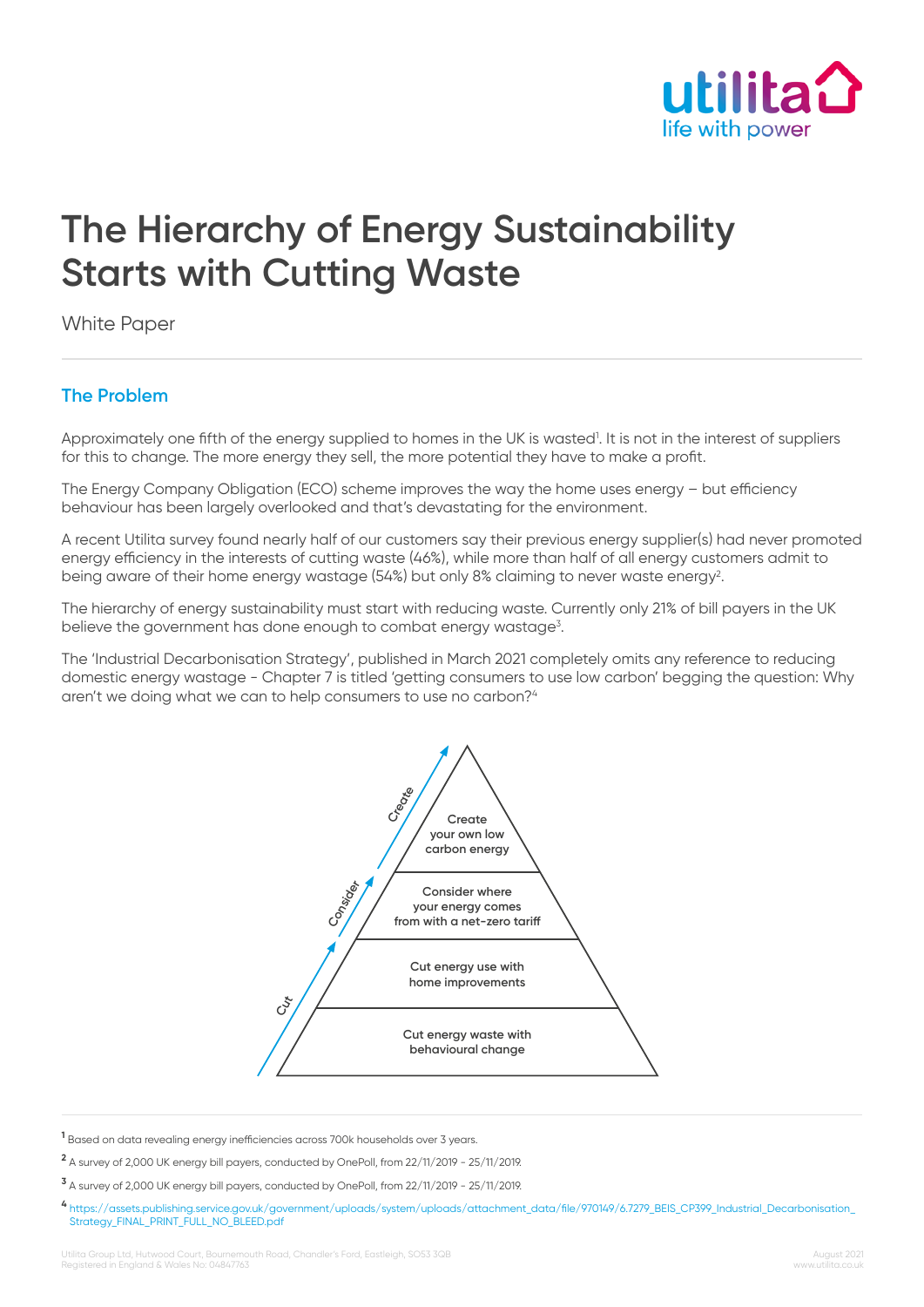utilita
life with power

# The Hierarchy of Energy Sustainability Starts with Cutting Waste

White Paper

## The Problem

Approximately one fifth of the energy supplied to homes in the UK is wasted[1]. It is not in the interest of suppliers for this to change. The more energy they sell, the more potential they have to make a profit.

The Energy Company Obligation (ECO) scheme improves the way the home uses energy – but efficiency behaviour has been largely overlooked and that's devastating for the environment.

A recent Utilita survey found nearly half of our customers say their previous energy supplier(s) had never promoted energy efficiency in the interests of cutting waste (46%), while more than half of all energy customers admit to being aware of their home energy wastage (54%) but only 8% claiming to never waste energy[2].

The hierarchy of energy sustainability must start with reducing waste. Currently only 21% of bill payers in the UK believe the government has done enough to combat energy wastage[3].

The 'Industrial Decarbonisation Strategy', published in March 2021 completely omits any reference to reducing domestic energy wastage - Chapter 7 is titled 'getting consumers to use low carbon' begging the question: Why aren't we doing what we can to help consumers to use no carbon?[4]

Create
Consider
Cut

Create your own low carbon energy

Consider where your energy comes from with a net-zero tariff

Cut energy use with home improvements

Cut energy waste with behavioural change

[1] Based on data revealing energy inefficiencies across 700k households over 3 years.

[2] A survey of 2,000 UK energy bill payers, conducted by OnePoll, from 22/11/2019 - 25/11/2019.

[3] A survey of 2,000 UK energy bill payers, conducted by OnePoll, from 22/11/2019 - 25/11/2019.

[4] https://assets.publishing.service.gov.uk/government/uploads/system/uploads/attachment_data/file/970149/6.7279_BEIS_CP399_Industrial_Decarbonisation_Strategy_FINAL_PRINT_FULL_NO_BLEED.pdf

Utilita Group Ltd, Hutwood Court, Bournemouth Road, Chandler's Ford, Eastleigh, SO53 3QB
Registered in England & Wales No: 04847763

August 2021
www.utilita.co.uk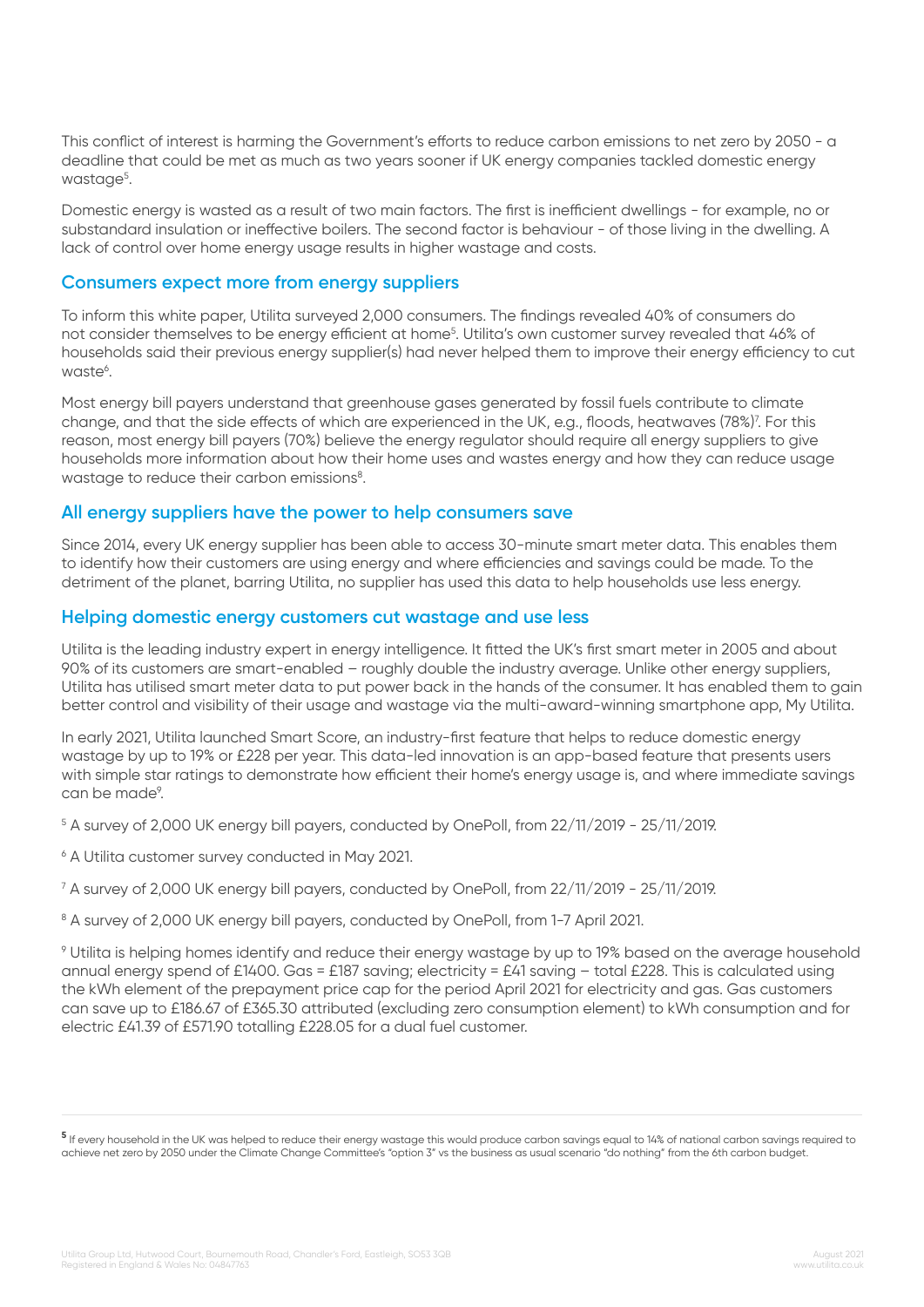This conflict of interest is harming the Government's efforts to reduce carbon emissions to net zero by 2050 - a deadline that could be met as much as two years sooner if UK energy companies tackled domestic energy wastage[5].

Domestic energy is wasted as a result of two main factors. The first is inefficient dwellings - for example, no or substandard insulation or ineffective boilers. The second factor is behaviour - of those living in the dwelling. A lack of control over home energy usage results in higher wastage and costs.

## Consumers expect more from energy suppliers

To inform this white paper, Utilita surveyed 2,000 consumers. The findings revealed 40% of consumers do not consider themselves to be energy efficient at home[5]. Utilita's own customer survey revealed that 46% of households said their previous energy supplier(s) had never helped them to improve their energy efficiency to cut waste[6].

Most energy bill payers understand that greenhouse gases generated by fossil fuels contribute to climate change, and that the side effects of which are experienced in the UK, e.g., floods, heatwaves (78%)[7]. For this reason, most energy bill payers (70%) believe the energy regulator should require all energy suppliers to give households more information about how their home uses and wastes energy and how they can reduce usage wastage to reduce their carbon emissions[8].

## All energy suppliers have the power to help consumers save

Since 2014, every UK energy supplier has been able to access 30-minute smart meter data. This enables them to identify how their customers are using energy and where efficiencies and savings could be made. To the detriment of the planet, barring Utilita, no supplier has used this data to help households use less energy.

## Helping domestic energy customers cut wastage and use less

Utilita is the leading industry expert in energy intelligence. It fitted the UK's first smart meter in 2005 and about 90% of its customers are smart-enabled – roughly double the industry average. Unlike other energy suppliers, Utilita has utilised smart meter data to put power back in the hands of the consumer. It has enabled them to gain better control and visibility of their usage and wastage via the multi-award-winning smartphone app, My Utilita.

In early 2021, Utilita launched Smart Score, an industry-first feature that helps to reduce domestic energy wastage by up to 19% or £228 per year. This data-led innovation is an app-based feature that presents users with simple star ratings to demonstrate how efficient their home's energy usage is, and where immediate savings can be made[9].

[5] A survey of 2,000 UK energy bill payers, conducted by OnePoll, from 22/11/2019 - 25/11/2019.

[6] A Utilita customer survey conducted in May 2021.

[7] A survey of 2,000 UK energy bill payers, conducted by OnePoll, from 22/11/2019 - 25/11/2019.

[8] A survey of 2,000 UK energy bill payers, conducted by OnePoll, from 1-7 April 2021.

[9] Utilita is helping homes identify and reduce their energy wastage by up to 19% based on the average household annual energy spend of £1400. Gas = £187 saving; electricity = £41 saving – total £228. This is calculated using the kWh element of the prepayment price cap for the period April 2021 for electricity and gas. Gas customers can save up to £186.67 of £365.30 attributed (excluding zero consumption element) to kWh consumption and for electric £41.39 of £571.90 totalling £228.05 for a dual fuel customer.

---

[5] If every household in the UK was helped to reduce their energy wastage this would produce carbon savings equal to 14% of national carbon savings required to achieve net zero by 2050 under the Climate Change Committee's "option 3" vs the business as usual scenario "do nothing" from the 6th carbon budget.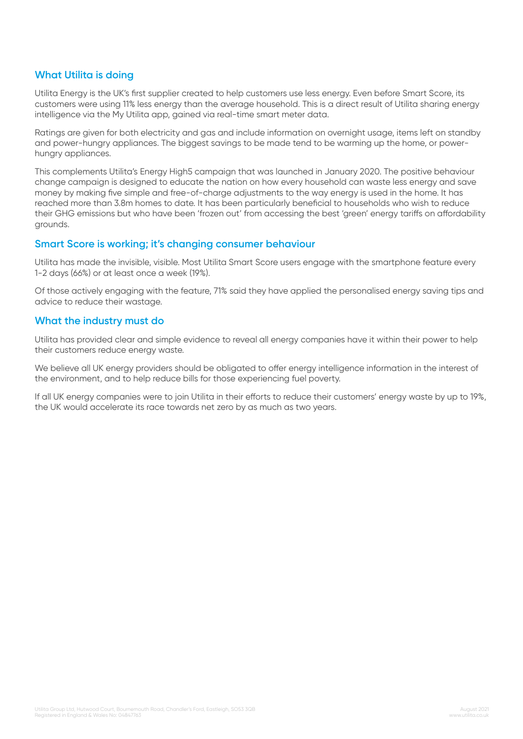## What Utilita is doing

Utilita Energy is the UK's first supplier created to help customers use less energy. Even before Smart Score, its customers were using 11% less energy than the average household. This is a direct result of Utilita sharing energy intelligence via the My Utilita app, gained via real-time smart meter data.

Ratings are given for both electricity and gas and include information on overnight usage, items left on standby and power-hungry appliances. The biggest savings to be made tend to be warming up the home, or power-hungry appliances.

This complements Utilita's Energy High5 campaign that was launched in January 2020. The positive behaviour change campaign is designed to educate the nation on how every household can waste less energy and save money by making five simple and free-of-charge adjustments to the way energy is used in the home. It has reached more than 3.8m homes to date. It has been particularly beneficial to households who wish to reduce their GHG emissions but who have been 'frozen out' from accessing the best 'green' energy tariffs on affordability grounds.

## Smart Score is working; it's changing consumer behaviour

Utilita has made the invisible, visible. Most Utilita Smart Score users engage with the smartphone feature every 1-2 days (66%) or at least once a week (19%).

Of those actively engaging with the feature, 71% said they have applied the personalised energy saving tips and advice to reduce their wastage.

## What the industry must do

Utilita has provided clear and simple evidence to reveal all energy companies have it within their power to help their customers reduce energy waste.

We believe all UK energy providers should be obligated to offer energy intelligence information in the interest of the environment, and to help reduce bills for those experiencing fuel poverty.

If all UK energy companies were to join Utilita in their efforts to reduce their customers' energy waste by up to 19%, the UK would accelerate its race towards net zero by as much as two years.